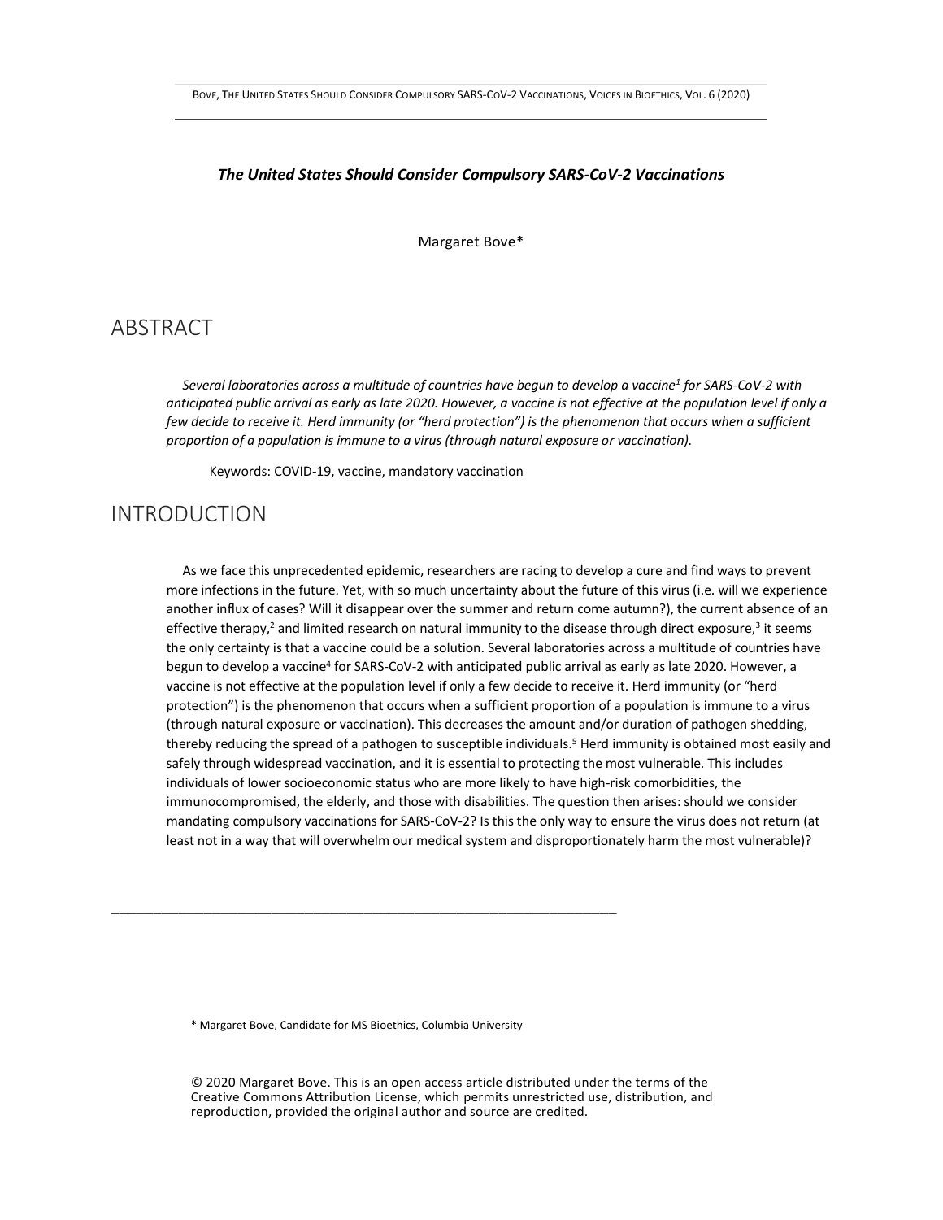# *The United States Should Consider Compulsory SARS-CoV-2 Vaccinations*

Margaret Bove*

## ABSTRACT

*Several laboratories across a multitude of countries have begun to develop a vaccine[1] for SARS-CoV-2 with anticipated public arrival as early as late 2020. However, a vaccine is not effective at the population level if only a few decide to receive it. Herd immunity (or "herd protection") is the phenomenon that occurs when a sufficient proportion of a population is immune to a virus (through natural exposure or vaccination).*

Keywords: COVID-19, vaccine, mandatory vaccination

## INTRODUCTION

As we face this unprecedented epidemic, researchers are racing to develop a cure and find ways to prevent more infections in the future. Yet, with so much uncertainty about the future of this virus (i.e. will we experience another influx of cases? Will it disappear over the summer and return come autumn?), the current absence of an effective therapy,[2] and limited research on natural immunity to the disease through direct exposure,[3] it seems the only certainty is that a vaccine could be a solution. Several laboratories across a multitude of countries have begun to develop a vaccine[4] for SARS-CoV-2 with anticipated public arrival as early as late 2020. However, a vaccine is not effective at the population level if only a few decide to receive it. Herd immunity (or "herd protection") is the phenomenon that occurs when a sufficient proportion of a population is immune to a virus (through natural exposure or vaccination). This decreases the amount and/or duration of pathogen shedding, thereby reducing the spread of a pathogen to susceptible individuals.[5] Herd immunity is obtained most easily and safely through widespread vaccination, and it is essential to protecting the most vulnerable. This includes individuals of lower socioeconomic status who are more likely to have high-risk comorbidities, the immunocompromised, the elderly, and those with disabilities. The question then arises: should we consider mandating compulsory vaccinations for SARS-CoV-2? Is this the only way to ensure the virus does not return (at least not in a way that will overwhelm our medical system and disproportionately harm the most vulnerable)?

---

\* Margaret Bove, Candidate for MS Bioethics, Columbia University

© 2020 Margaret Bove. This is an open access article distributed under the terms of the Creative Commons Attribution License, which permits unrestricted use, distribution, and reproduction, provided the original author and source are credited.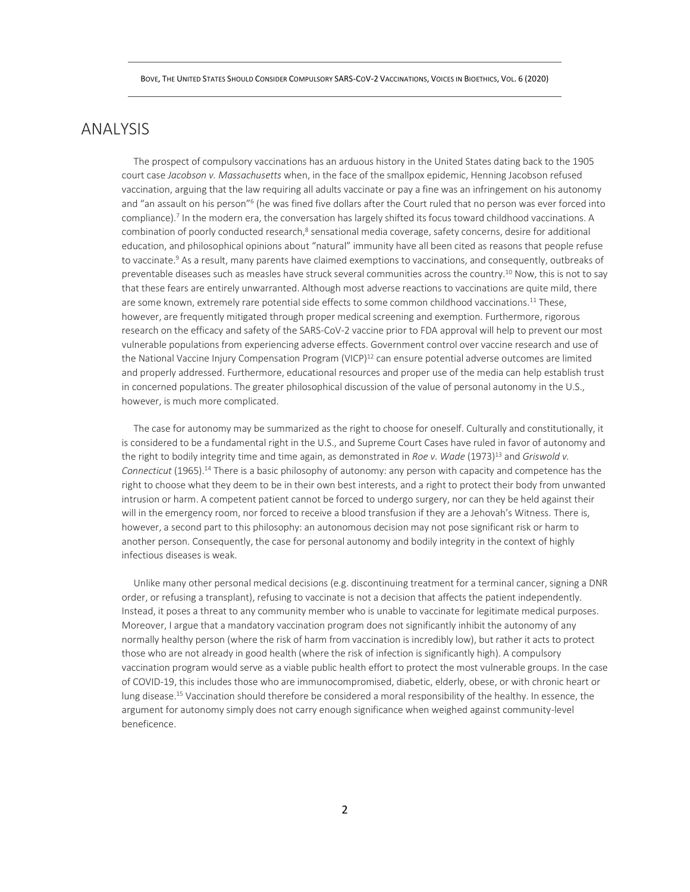## ANALYSIS

The prospect of compulsory vaccinations has an arduous history in the United States dating back to the 1905 court case *Jacobson v. Massachusetts* when, in the face of the smallpox epidemic, Henning Jacobson refused vaccination, arguing that the law requiring all adults vaccinate or pay a fine was an infringement on his autonomy and "an assault on his person"[6] (he was fined five dollars after the Court ruled that no person was ever forced into compliance).[7] In the modern era, the conversation has largely shifted its focus toward childhood vaccinations. A combination of poorly conducted research,[8] sensational media coverage, safety concerns, desire for additional education, and philosophical opinions about "natural" immunity have all been cited as reasons that people refuse to vaccinate.[9] As a result, many parents have claimed exemptions to vaccinations, and consequently, outbreaks of preventable diseases such as measles have struck several communities across the country.[10] Now, this is not to say that these fears are entirely unwarranted. Although most adverse reactions to vaccinations are quite mild, there are some known, extremely rare potential side effects to some common childhood vaccinations.[11] These, however, are frequently mitigated through proper medical screening and exemption. Furthermore, rigorous research on the efficacy and safety of the SARS-CoV-2 vaccine prior to FDA approval will help to prevent our most vulnerable populations from experiencing adverse effects. Government control over vaccine research and use of the National Vaccine Injury Compensation Program (VICP)[12] can ensure potential adverse outcomes are limited and properly addressed. Furthermore, educational resources and proper use of the media can help establish trust in concerned populations. The greater philosophical discussion of the value of personal autonomy in the U.S., however, is much more complicated.

The case for autonomy may be summarized as the right to choose for oneself. Culturally and constitutionally, it is considered to be a fundamental right in the U.S., and Supreme Court Cases have ruled in favor of autonomy and the right to bodily integrity time and time again, as demonstrated in *Roe v. Wade* (1973)[13] and *Griswold v. Connecticut* (1965).[14] There is a basic philosophy of autonomy: any person with capacity and competence has the right to choose what they deem to be in their own best interests, and a right to protect their body from unwanted intrusion or harm. A competent patient cannot be forced to undergo surgery, nor can they be held against their will in the emergency room, nor forced to receive a blood transfusion if they are a Jehovah's Witness. There is, however, a second part to this philosophy: an autonomous decision may not pose significant risk or harm to another person. Consequently, the case for personal autonomy and bodily integrity in the context of highly infectious diseases is weak.

Unlike many other personal medical decisions (e.g. discontinuing treatment for a terminal cancer, signing a DNR order, or refusing a transplant), refusing to vaccinate is not a decision that affects the patient independently. Instead, it poses a threat to any community member who is unable to vaccinate for legitimate medical purposes. Moreover, I argue that a mandatory vaccination program does not significantly inhibit the autonomy of any normally healthy person (where the risk of harm from vaccination is incredibly low), but rather it acts to protect those who are not already in good health (where the risk of infection is significantly high). A compulsory vaccination program would serve as a viable public health effort to protect the most vulnerable groups. In the case of COVID-19, this includes those who are immunocompromised, diabetic, elderly, obese, or with chronic heart or lung disease.[15] Vaccination should therefore be considered a moral responsibility of the healthy. In essence, the argument for autonomy simply does not carry enough significance when weighed against community-level beneficence.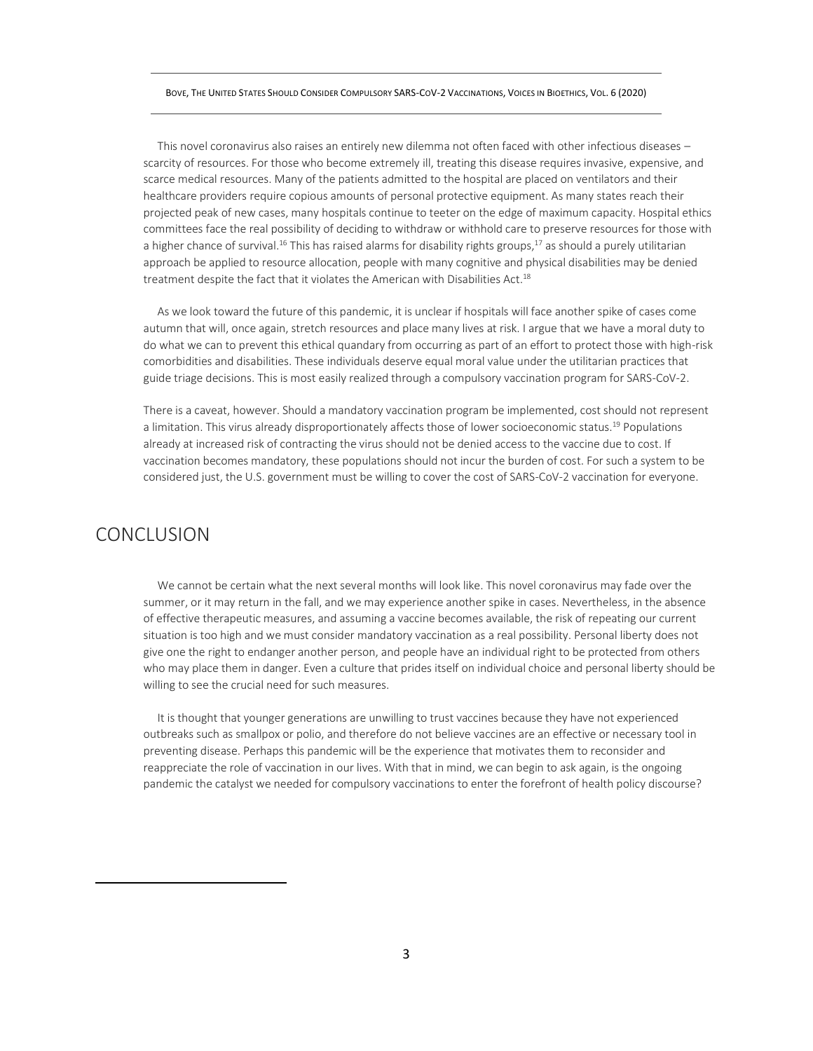This novel coronavirus also raises an entirely new dilemma not often faced with other infectious diseases – scarcity of resources. For those who become extremely ill, treating this disease requires invasive, expensive, and scarce medical resources. Many of the patients admitted to the hospital are placed on ventilators and their healthcare providers require copious amounts of personal protective equipment. As many states reach their projected peak of new cases, many hospitals continue to teeter on the edge of maximum capacity. Hospital ethics committees face the real possibility of deciding to withdraw or withhold care to preserve resources for those with a higher chance of survival.[16] This has raised alarms for disability rights groups,[17] as should a purely utilitarian approach be applied to resource allocation, people with many cognitive and physical disabilities may be denied treatment despite the fact that it violates the American with Disabilities Act.[18]

As we look toward the future of this pandemic, it is unclear if hospitals will face another spike of cases come autumn that will, once again, stretch resources and place many lives at risk. I argue that we have a moral duty to do what we can to prevent this ethical quandary from occurring as part of an effort to protect those with high-risk comorbidities and disabilities. These individuals deserve equal moral value under the utilitarian practices that guide triage decisions. This is most easily realized through a compulsory vaccination program for SARS-CoV-2.

There is a caveat, however. Should a mandatory vaccination program be implemented, cost should not represent a limitation. This virus already disproportionately affects those of lower socioeconomic status.[19] Populations already at increased risk of contracting the virus should not be denied access to the vaccine due to cost. If vaccination becomes mandatory, these populations should not incur the burden of cost. For such a system to be considered just, the U.S. government must be willing to cover the cost of SARS-CoV-2 vaccination for everyone.

# CONCLUSION

We cannot be certain what the next several months will look like. This novel coronavirus may fade over the summer, or it may return in the fall, and we may experience another spike in cases. Nevertheless, in the absence of effective therapeutic measures, and assuming a vaccine becomes available, the risk of repeating our current situation is too high and we must consider mandatory vaccination as a real possibility. Personal liberty does not give one the right to endanger another person, and people have an individual right to be protected from others who may place them in danger. Even a culture that prides itself on individual choice and personal liberty should be willing to see the crucial need for such measures.

It is thought that younger generations are unwilling to trust vaccines because they have not experienced outbreaks such as smallpox or polio, and therefore do not believe vaccines are an effective or necessary tool in preventing disease. Perhaps this pandemic will be the experience that motivates them to reconsider and reappreciate the role of vaccination in our lives. With that in mind, we can begin to ask again, is the ongoing pandemic the catalyst we needed for compulsory vaccinations to enter the forefront of health policy discourse?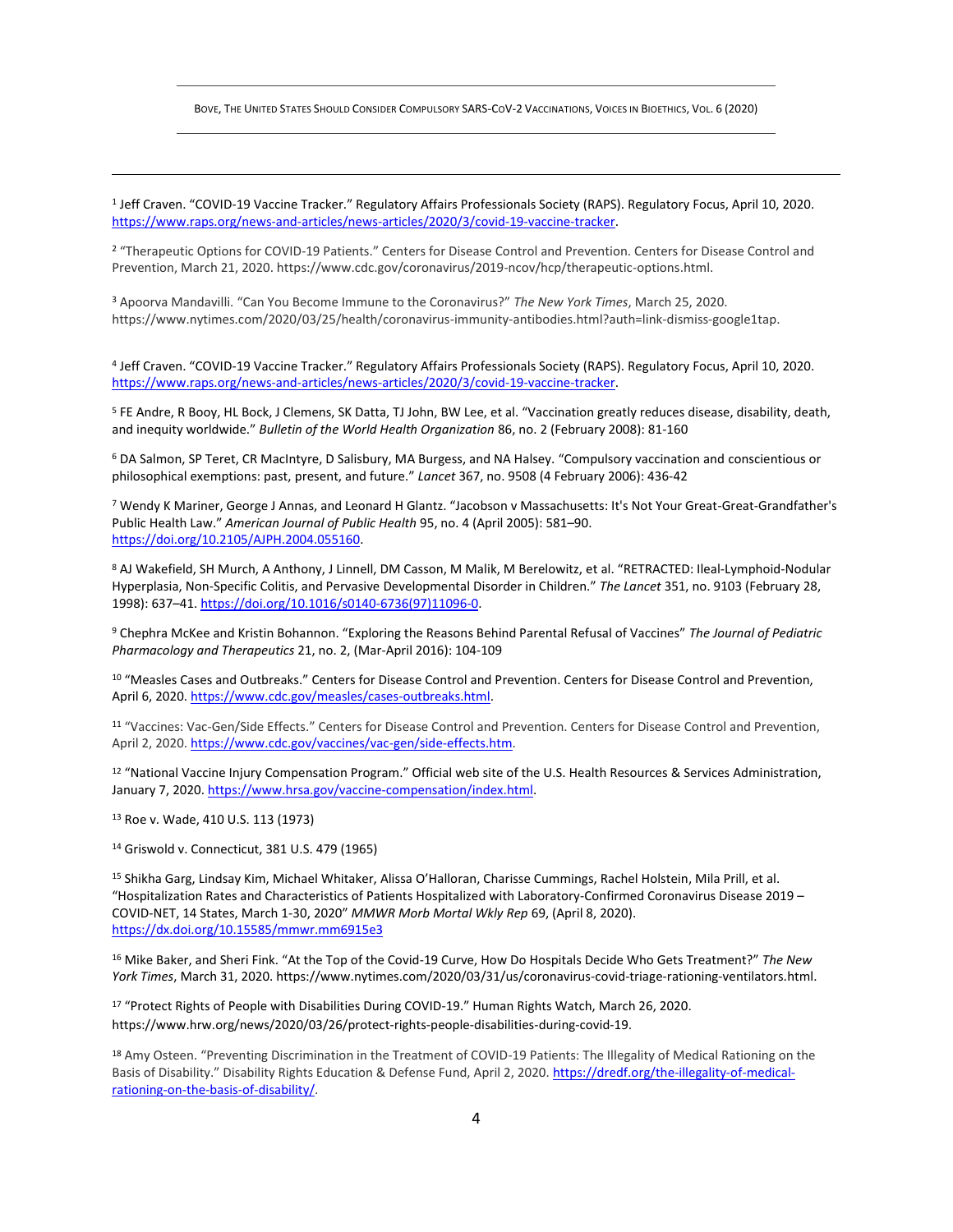[1] Jeff Craven. "COVID-19 Vaccine Tracker." Regulatory Affairs Professionals Society (RAPS). Regulatory Focus, April 10, 2020. https://www.raps.org/news-and-articles/news-articles/2020/3/covid-19-vaccine-tracker.

[2] "Therapeutic Options for COVID-19 Patients." Centers for Disease Control and Prevention. Centers for Disease Control and Prevention, March 21, 2020. https://www.cdc.gov/coronavirus/2019-ncov/hcp/therapeutic-options.html.

[3] Apoorva Mandavilli. "Can You Become Immune to the Coronavirus?" *The New York Times*, March 25, 2020. https://www.nytimes.com/2020/03/25/health/coronavirus-immunity-antibodies.html?auth=link-dismiss-google1tap.

[4] Jeff Craven. "COVID-19 Vaccine Tracker." Regulatory Affairs Professionals Society (RAPS). Regulatory Focus, April 10, 2020. https://www.raps.org/news-and-articles/news-articles/2020/3/covid-19-vaccine-tracker.

[5] FE Andre, R Booy, HL Bock, J Clemens, SK Datta, TJ John, BW Lee, et al. "Vaccination greatly reduces disease, disability, death, and inequity worldwide." *Bulletin of the World Health Organization* 86, no. 2 (February 2008): 81-160

[6] DA Salmon, SP Teret, CR MacIntyre, D Salisbury, MA Burgess, and NA Halsey. "Compulsory vaccination and conscientious or philosophical exemptions: past, present, and future." *Lancet* 367, no. 9508 (4 February 2006): 436-42

[7] Wendy K Mariner, George J Annas, and Leonard H Glantz. "Jacobson v Massachusetts: It's Not Your Great-Great-Grandfather's Public Health Law." *American Journal of Public Health* 95, no. 4 (April 2005): 581–90. https://doi.org/10.2105/AJPH.2004.055160.

[8] AJ Wakefield, SH Murch, A Anthony, J Linnell, DM Casson, M Malik, M Berelowitz, et al. "RETRACTED: Ileal-Lymphoid-Nodular Hyperplasia, Non-Specific Colitis, and Pervasive Developmental Disorder in Children." *The Lancet* 351, no. 9103 (February 28, 1998): 637–41. https://doi.org/10.1016/s0140-6736(97)11096-0.

[9] Chephra McKee and Kristin Bohannon. "Exploring the Reasons Behind Parental Refusal of Vaccines" *The Journal of Pediatric Pharmacology and Therapeutics* 21, no. 2, (Mar-April 2016): 104-109

[10] "Measles Cases and Outbreaks." Centers for Disease Control and Prevention. Centers for Disease Control and Prevention, April 6, 2020. https://www.cdc.gov/measles/cases-outbreaks.html.

[11] "Vaccines: Vac-Gen/Side Effects." Centers for Disease Control and Prevention. Centers for Disease Control and Prevention, April 2, 2020. https://www.cdc.gov/vaccines/vac-gen/side-effects.htm.

[12] "National Vaccine Injury Compensation Program." Official web site of the U.S. Health Resources & Services Administration, January 7, 2020. https://www.hrsa.gov/vaccine-compensation/index.html.

[13] Roe v. Wade, 410 U.S. 113 (1973)

[14] Griswold v. Connecticut, 381 U.S. 479 (1965)

[15] Shikha Garg, Lindsay Kim, Michael Whitaker, Alissa O'Halloran, Charisse Cummings, Rachel Holstein, Mila Prill, et al. "Hospitalization Rates and Characteristics of Patients Hospitalized with Laboratory-Confirmed Coronavirus Disease 2019 – COVID-NET, 14 States, March 1-30, 2020" *MMWR Morb Mortal Wkly Rep* 69, (April 8, 2020). https://dx.doi.org/10.15585/mmwr.mm6915e3

[16] Mike Baker, and Sheri Fink. "At the Top of the Covid-19 Curve, How Do Hospitals Decide Who Gets Treatment?" *The New York Times*, March 31, 2020. https://www.nytimes.com/2020/03/31/us/coronavirus-covid-triage-rationing-ventilators.html.

[17] "Protect Rights of People with Disabilities During COVID-19." Human Rights Watch, March 26, 2020. https://www.hrw.org/news/2020/03/26/protect-rights-people-disabilities-during-covid-19.

[18] Amy Osteen. "Preventing Discrimination in the Treatment of COVID-19 Patients: The Illegality of Medical Rationing on the Basis of Disability." Disability Rights Education & Defense Fund, April 2, 2020. https://dredf.org/the-illegality-of-medical-rationing-on-the-basis-of-disability/.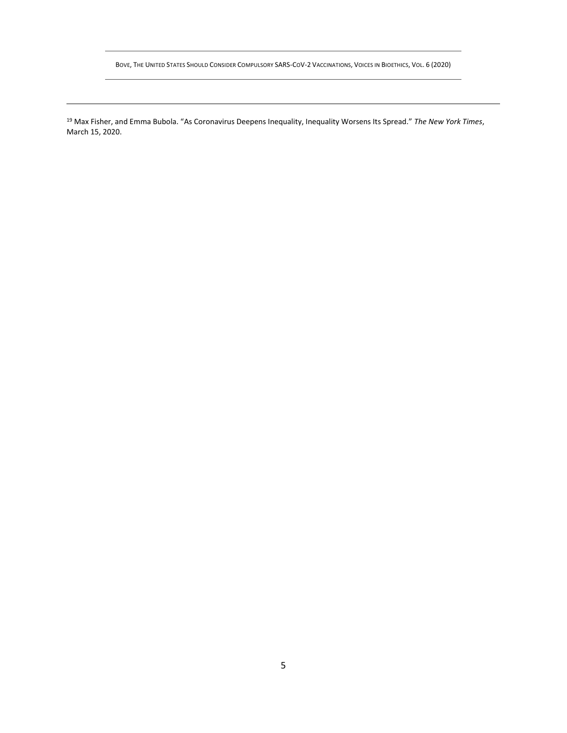[19] Max Fisher, and Emma Bubola. "As Coronavirus Deepens Inequality, Inequality Worsens Its Spread." *The New York Times*, March 15, 2020.